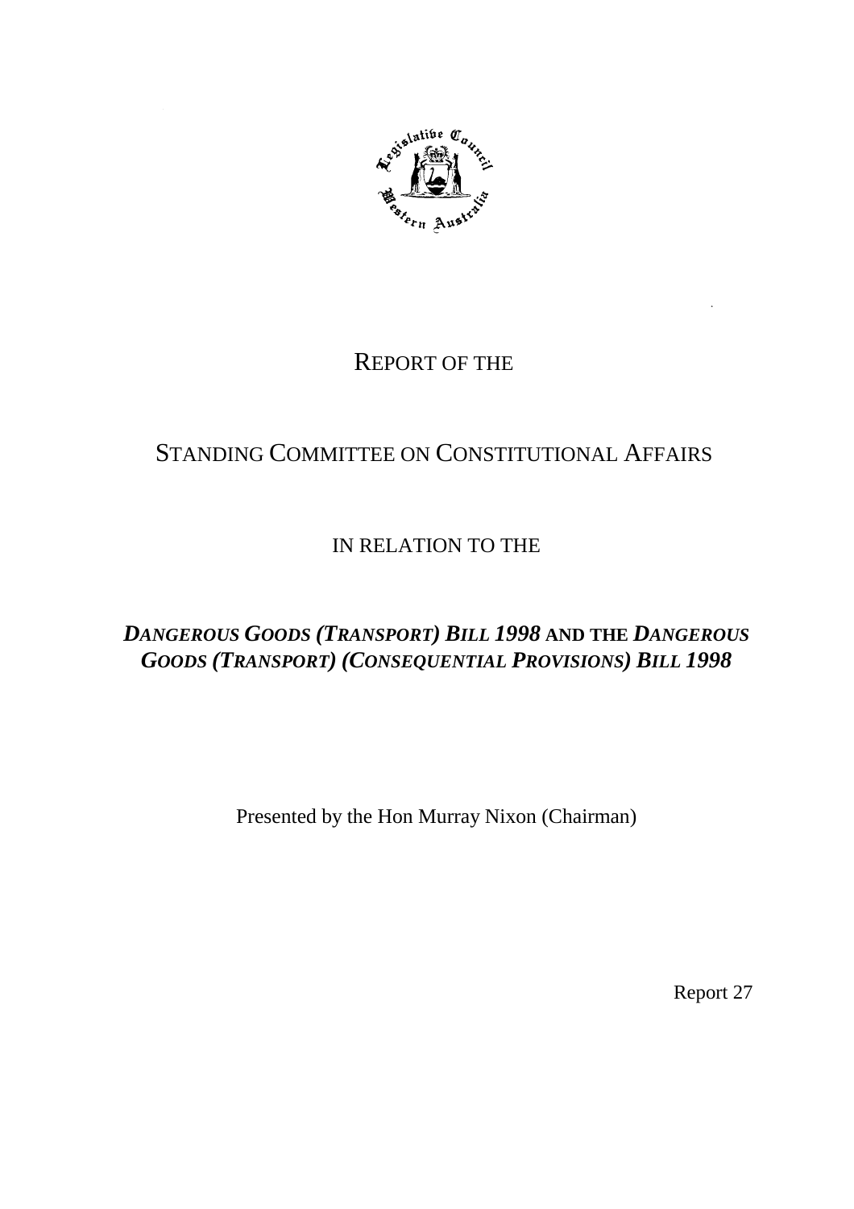REPORT OF THE

STANDING COMMITTEE ON CONSTITUTIONAL AFFAIRS

IN RELATION TO THE

***DANGEROUS GOODS (TRANSPORT) BILL 1998* AND THE *DANGEROUS GOODS (TRANSPORT) (CONSEQUENTIAL PROVISIONS) BILL 1998***

Presented by the Hon Murray Nixon (Chairman)

Report 27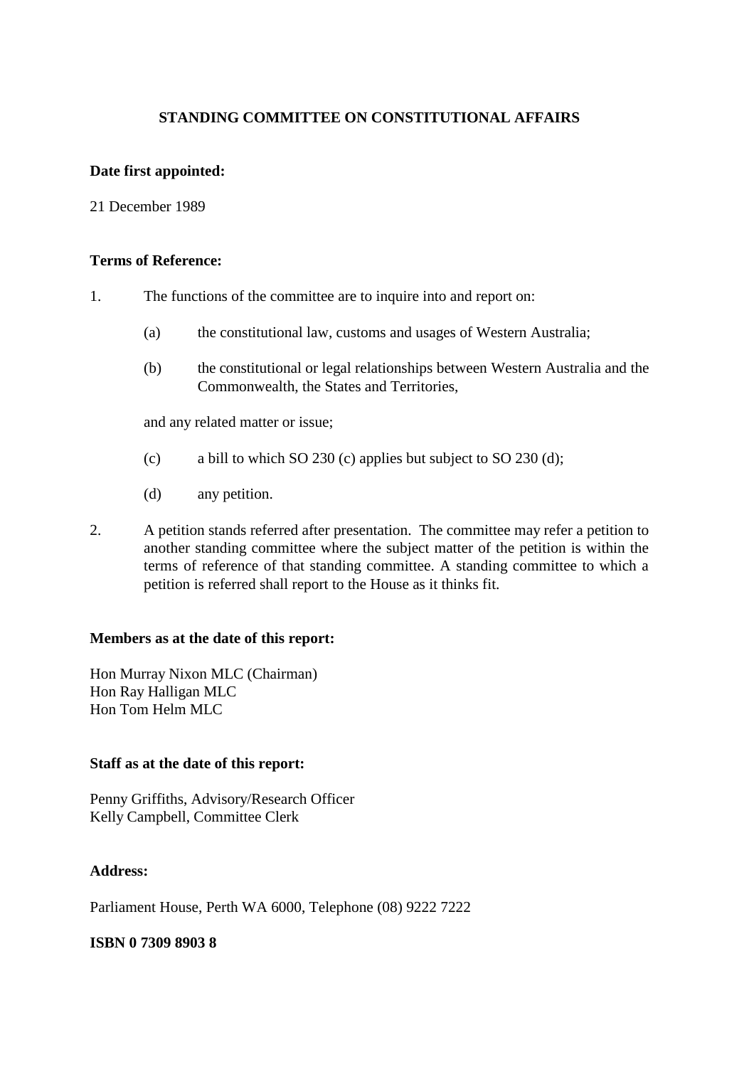# STANDING COMMITTEE ON CONSTITUTIONAL AFFAIRS

**Date first appointed:**

21 December 1989

**Terms of Reference:**

1. The functions of the committee are to inquire into and report on:

   (a) the constitutional law, customs and usages of Western Australia;

   (b) the constitutional or legal relationships between Western Australia and the Commonwealth, the States and Territories,

   and any related matter or issue;

   (c) a bill to which SO 230 (c) applies but subject to SO 230 (d);

   (d) any petition.

2. A petition stands referred after presentation. The committee may refer a petition to another standing committee where the subject matter of the petition is within the terms of reference of that standing committee. A standing committee to which a petition is referred shall report to the House as it thinks fit.

**Members as at the date of this report:**

Hon Murray Nixon MLC (Chairman)
Hon Ray Halligan MLC
Hon Tom Helm MLC

**Staff as at the date of this report:**

Penny Griffiths, Advisory/Research Officer
Kelly Campbell, Committee Clerk

**Address:**

Parliament House, Perth WA 6000, Telephone (08) 9222 7222

**ISBN 0 7309 8903 8**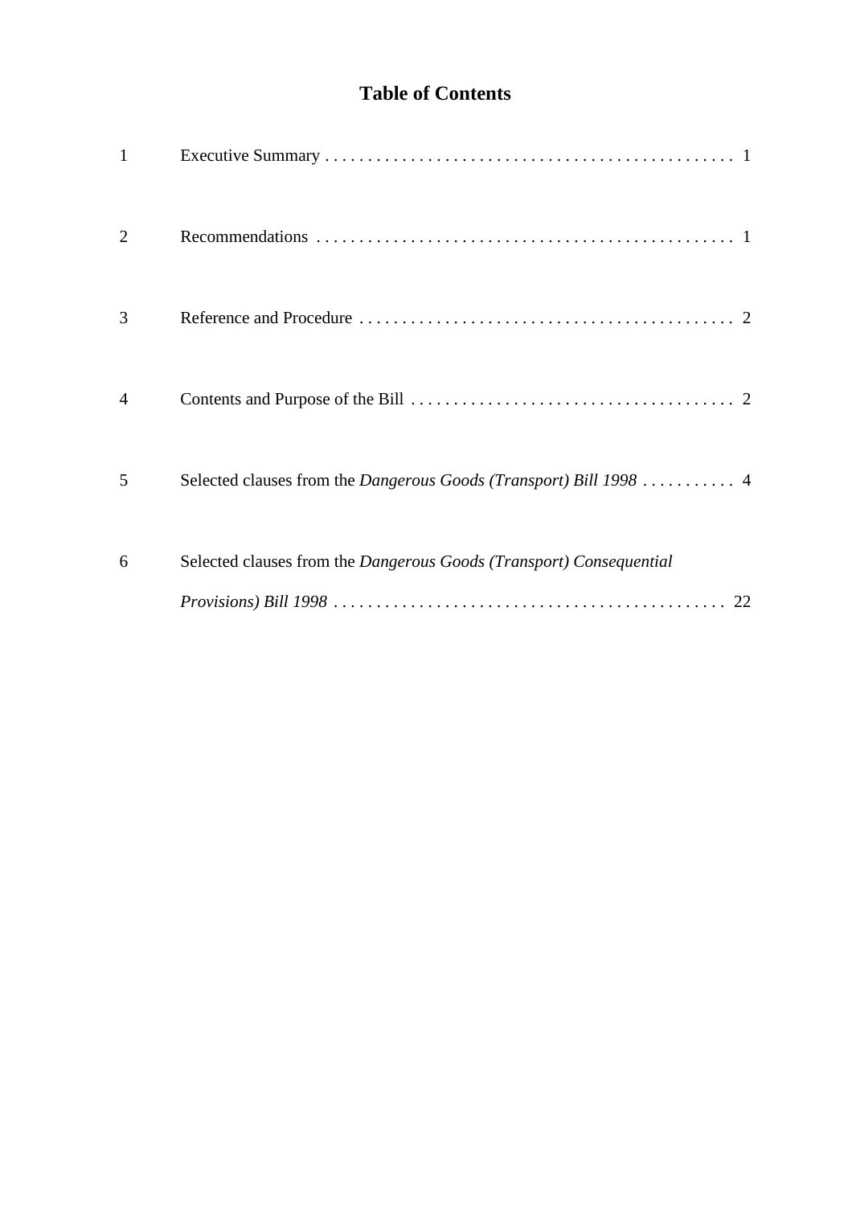# Table of Contents

| | | |
|---|---|---|
| 1 | Executive Summary | 1 |
| 2 | Recommendations | 1 |
| 3 | Reference and Procedure | 2 |
| 4 | Contents and Purpose of the Bill | 2 |
| 5 | Selected clauses from the *Dangerous Goods (Transport) Bill 1998* | 4 |
| 6 | Selected clauses from the *Dangerous Goods (Transport) Consequential Provisions) Bill 1998* | 22 |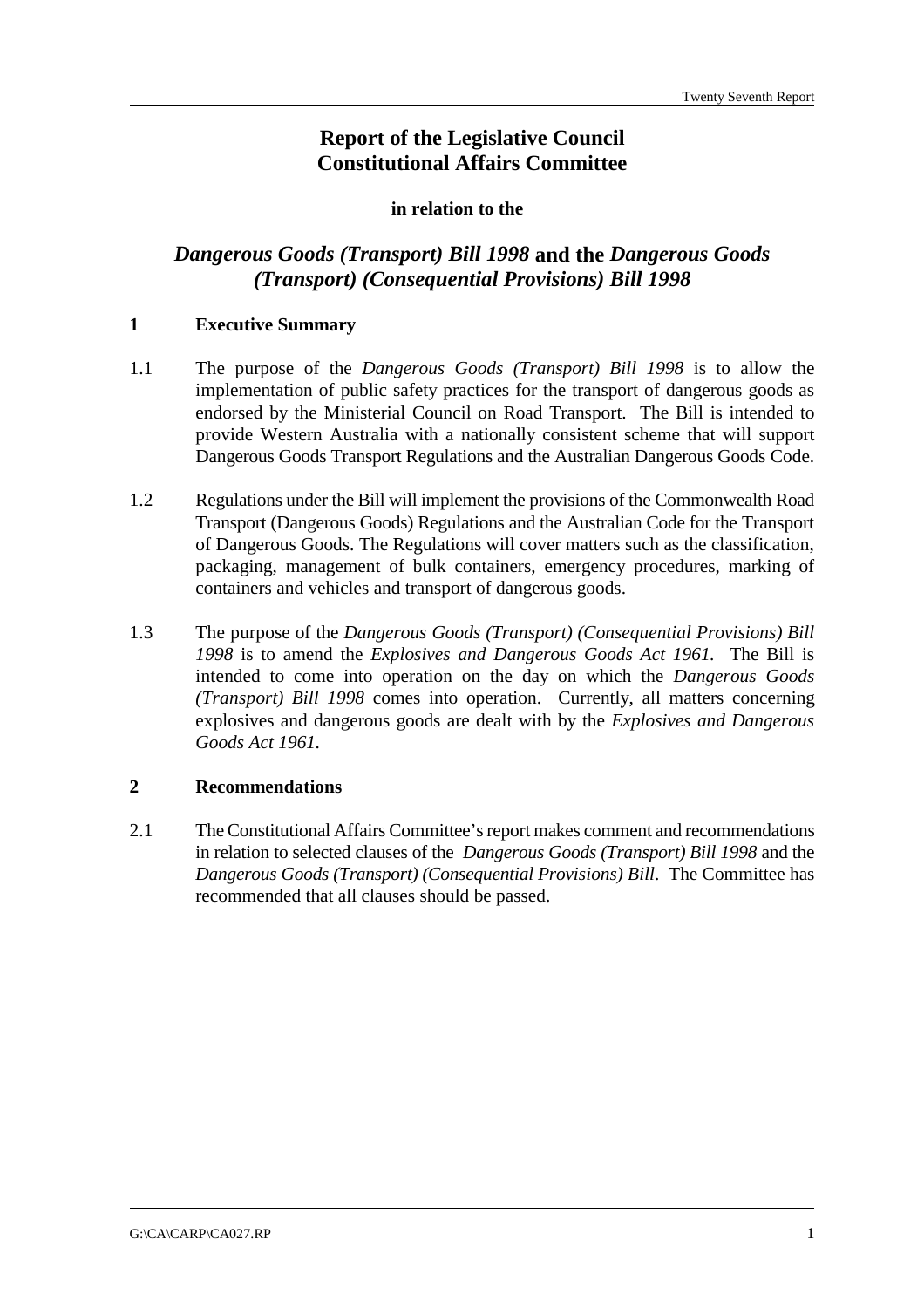# Report of the Legislative Council Constitutional Affairs Committee

**in relation to the**

## *Dangerous Goods (Transport) Bill 1998* and the *Dangerous Goods (Transport) (Consequential Provisions) Bill 1998*

### 1 Executive Summary

1.1 The purpose of the *Dangerous Goods (Transport) Bill 1998* is to allow the implementation of public safety practices for the transport of dangerous goods as endorsed by the Ministerial Council on Road Transport. The Bill is intended to provide Western Australia with a nationally consistent scheme that will support Dangerous Goods Transport Regulations and the Australian Dangerous Goods Code.

1.2 Regulations under the Bill will implement the provisions of the Commonwealth Road Transport (Dangerous Goods) Regulations and the Australian Code for the Transport of Dangerous Goods. The Regulations will cover matters such as the classification, packaging, management of bulk containers, emergency procedures, marking of containers and vehicles and transport of dangerous goods.

1.3 The purpose of the *Dangerous Goods (Transport) (Consequential Provisions) Bill 1998* is to amend the *Explosives and Dangerous Goods Act 1961.* The Bill is intended to come into operation on the day on which the *Dangerous Goods (Transport) Bill 1998* comes into operation. Currently, all matters concerning explosives and dangerous goods are dealt with by the *Explosives and Dangerous Goods Act 1961.*

### 2 Recommendations

2.1 The Constitutional Affairs Committee's report makes comment and recommendations in relation to selected clauses of the *Dangerous Goods (Transport) Bill 1998* and the *Dangerous Goods (Transport) (Consequential Provisions) Bill*. The Committee has recommended that all clauses should be passed.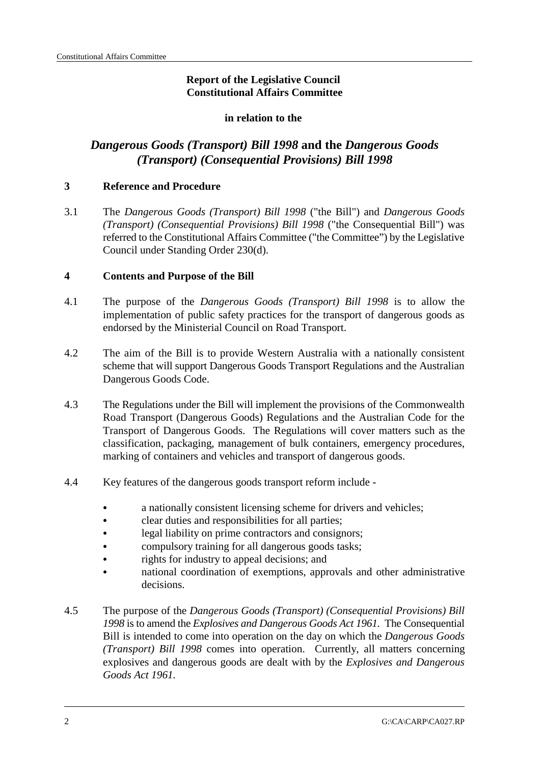**Report of the Legislative Council Constitutional Affairs Committee**

**in relation to the**

# *Dangerous Goods (Transport) Bill 1998* and the *Dangerous Goods (Transport) (Consequential Provisions) Bill 1998*

## 3 Reference and Procedure

3.1 The *Dangerous Goods (Transport) Bill 1998* ("the Bill") and *Dangerous Goods (Transport) (Consequential Provisions) Bill 1998* ("the Consequential Bill") was referred to the Constitutional Affairs Committee ("the Committee") by the Legislative Council under Standing Order 230(d).

## 4 Contents and Purpose of the Bill

4.1 The purpose of the *Dangerous Goods (Transport) Bill 1998* is to allow the implementation of public safety practices for the transport of dangerous goods as endorsed by the Ministerial Council on Road Transport.

4.2 The aim of the Bill is to provide Western Australia with a nationally consistent scheme that will support Dangerous Goods Transport Regulations and the Australian Dangerous Goods Code.

4.3 The Regulations under the Bill will implement the provisions of the Commonwealth Road Transport (Dangerous Goods) Regulations and the Australian Code for the Transport of Dangerous Goods. The Regulations will cover matters such as the classification, packaging, management of bulk containers, emergency procedures, marking of containers and vehicles and transport of dangerous goods.

4.4 Key features of the dangerous goods transport reform include -

- a nationally consistent licensing scheme for drivers and vehicles;
- clear duties and responsibilities for all parties;
- legal liability on prime contractors and consignors;
- compulsory training for all dangerous goods tasks;
- rights for industry to appeal decisions; and
- national coordination of exemptions, approvals and other administrative decisions.

4.5 The purpose of the *Dangerous Goods (Transport) (Consequential Provisions) Bill 1998* is to amend the *Explosives and Dangerous Goods Act 1961.* The Consequential Bill is intended to come into operation on the day on which the *Dangerous Goods (Transport) Bill 1998* comes into operation. Currently, all matters concerning explosives and dangerous goods are dealt with by the *Explosives and Dangerous Goods Act 1961.*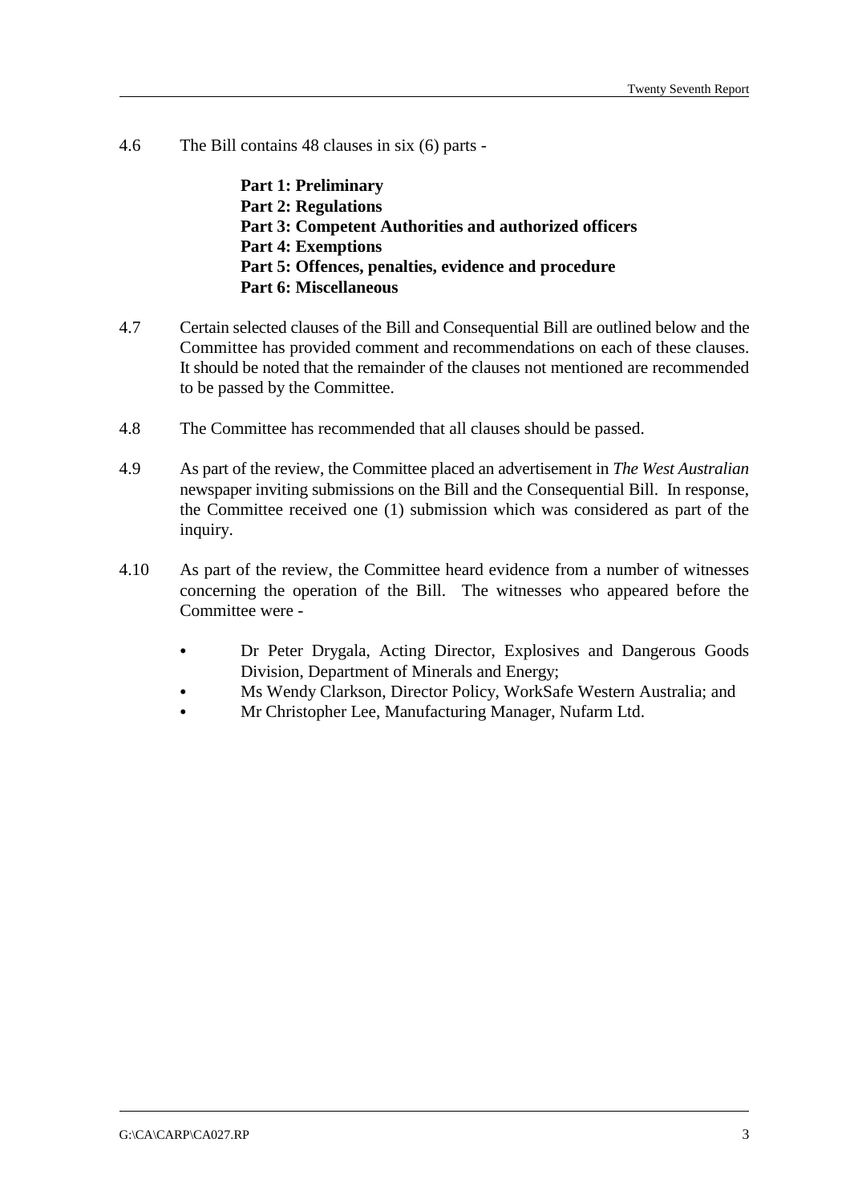4.6 The Bill contains 48 clauses in six (6) parts -

> **Part 1: Preliminary**
> **Part 2: Regulations**
> **Part 3: Competent Authorities and authorized officers**
> **Part 4: Exemptions**
> **Part 5: Offences, penalties, evidence and procedure**
> **Part 6: Miscellaneous**

4.7 Certain selected clauses of the Bill and Consequential Bill are outlined below and the Committee has provided comment and recommendations on each of these clauses. It should be noted that the remainder of the clauses not mentioned are recommended to be passed by the Committee.

4.8 The Committee has recommended that all clauses should be passed.

4.9 As part of the review, the Committee placed an advertisement in *The West Australian* newspaper inviting submissions on the Bill and the Consequential Bill. In response, the Committee received one (1) submission which was considered as part of the inquiry.

4.10 As part of the review, the Committee heard evidence from a number of witnesses concerning the operation of the Bill. The witnesses who appeared before the Committee were -

- Dr Peter Drygala, Acting Director, Explosives and Dangerous Goods Division, Department of Minerals and Energy;
- Ms Wendy Clarkson, Director Policy, WorkSafe Western Australia; and
- Mr Christopher Lee, Manufacturing Manager, Nufarm Ltd.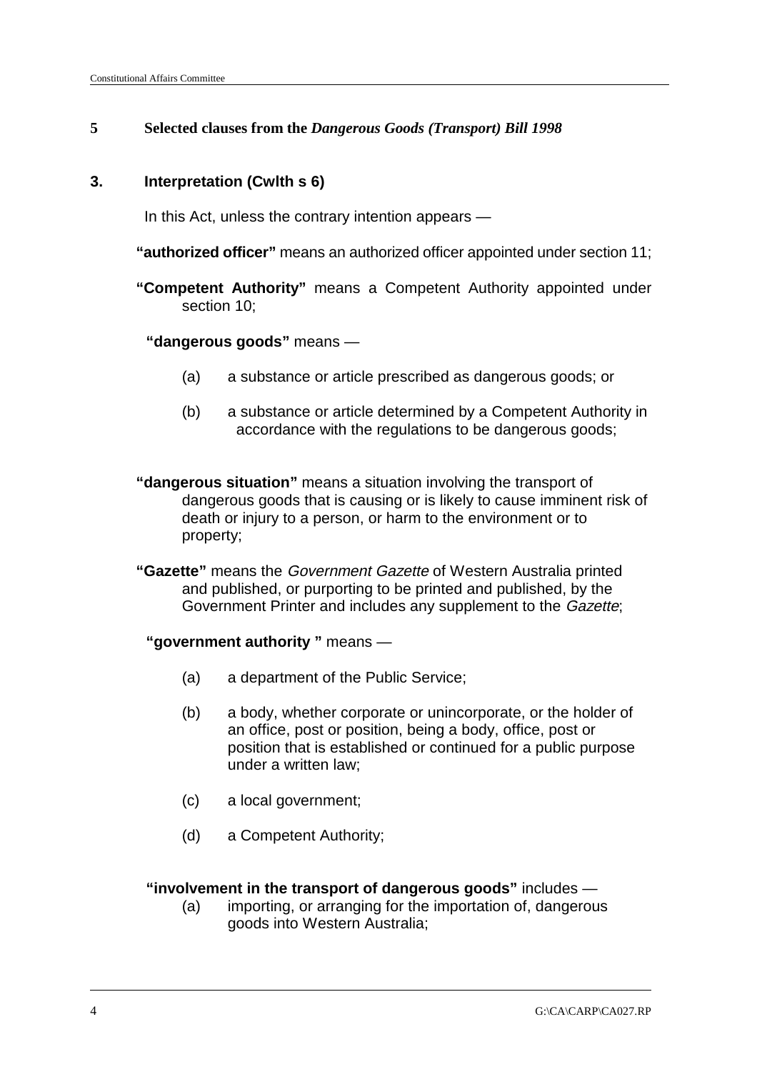## 5 Selected clauses from the *Dangerous Goods (Transport) Bill 1998*

### 3. Interpretation (Cwlth s 6)

In this Act, unless the contrary intention appears —

**"authorized officer"** means an authorized officer appointed under section 11;

**"Competent Authority"** means a Competent Authority appointed under section 10;

**"dangerous goods"** means —

- (a) a substance or article prescribed as dangerous goods; or
- (b) a substance or article determined by a Competent Authority in accordance with the regulations to be dangerous goods;

**"dangerous situation"** means a situation involving the transport of dangerous goods that is causing or is likely to cause imminent risk of death or injury to a person, or harm to the environment or to property;

**"Gazette"** means the *Government Gazette* of Western Australia printed and published, or purporting to be printed and published, by the Government Printer and includes any supplement to the *Gazette*;

**"government authority "** means —

- (a) a department of the Public Service;
- (b) a body, whether corporate or unincorporate, or the holder of an office, post or position, being a body, office, post or position that is established or continued for a public purpose under a written law;
- (c) a local government;
- (d) a Competent Authority;

**"involvement in the transport of dangerous goods"** includes —

- (a) importing, or arranging for the importation of, dangerous goods into Western Australia;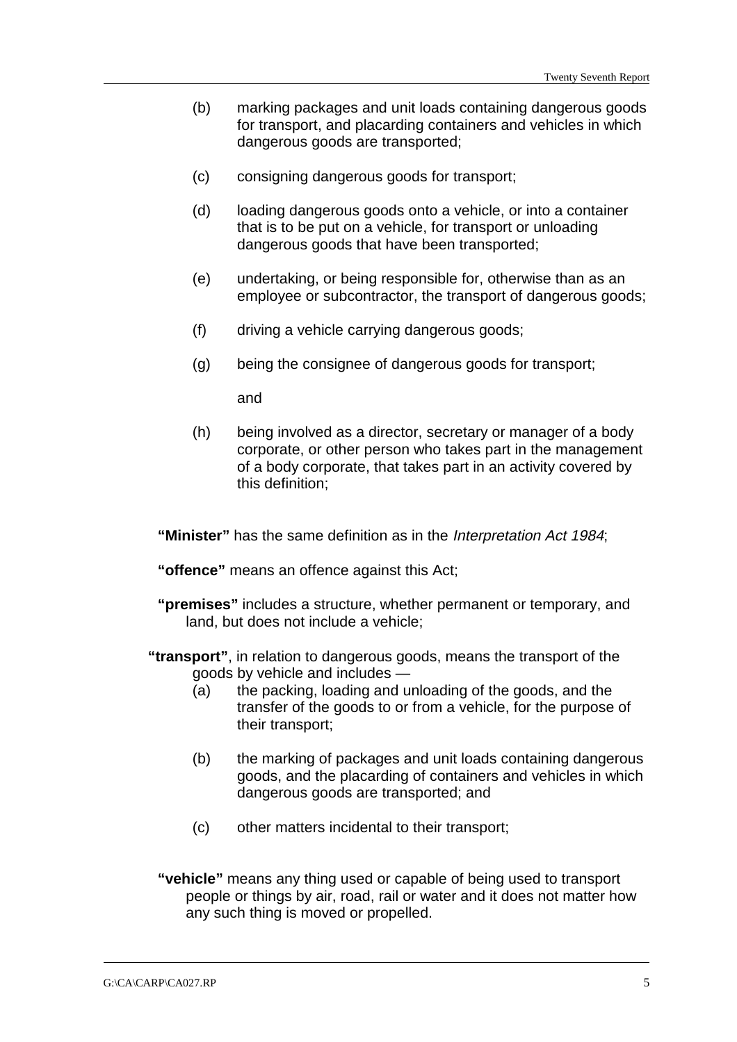(b) marking packages and unit loads containing dangerous goods for transport, and placarding containers and vehicles in which dangerous goods are transported;

(c) consigning dangerous goods for transport;

(d) loading dangerous goods onto a vehicle, or into a container that is to be put on a vehicle, for transport or unloading dangerous goods that have been transported;

(e) undertaking, or being responsible for, otherwise than as an employee or subcontractor, the transport of dangerous goods;

(f) driving a vehicle carrying dangerous goods;

(g) being the consignee of dangerous goods for transport;

and

(h) being involved as a director, secretary or manager of a body corporate, or other person who takes part in the management of a body corporate, that takes part in an activity covered by this definition;

**"Minister"** has the same definition as in the *Interpretation Act 1984*;

**"offence"** means an offence against this Act;

**"premises"** includes a structure, whether permanent or temporary, and land, but does not include a vehicle;

**"transport"**, in relation to dangerous goods, means the transport of the goods by vehicle and includes —

(a) the packing, loading and unloading of the goods, and the transfer of the goods to or from a vehicle, for the purpose of their transport;

(b) the marking of packages and unit loads containing dangerous goods, and the placarding of containers and vehicles in which dangerous goods are transported; and

(c) other matters incidental to their transport;

**"vehicle"** means any thing used or capable of being used to transport people or things by air, road, rail or water and it does not matter how any such thing is moved or propelled.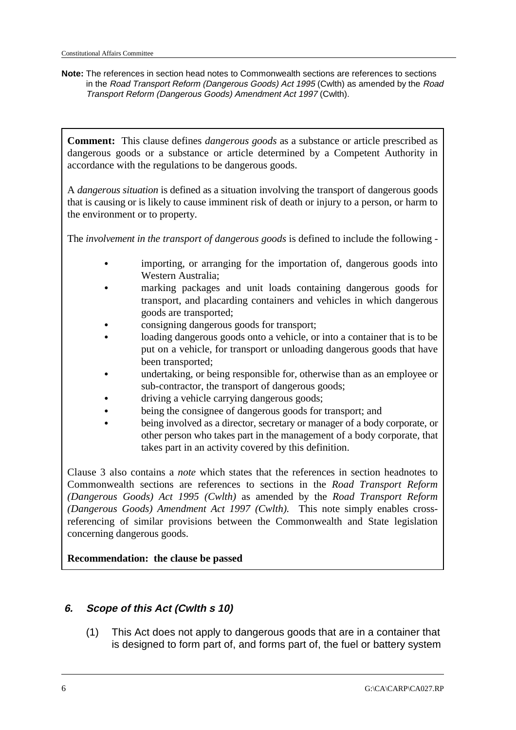**Note:** The references in section head notes to Commonwealth sections are references to sections in the *Road Transport Reform (Dangerous Goods) Act 1995* (Cwlth) as amended by the *Road Transport Reform (Dangerous Goods) Amendment Act 1997* (Cwlth).

**Comment:** This clause defines *dangerous goods* as a substance or article prescribed as dangerous goods or a substance or article determined by a Competent Authority in accordance with the regulations to be dangerous goods.

A *dangerous situation* is defined as a situation involving the transport of dangerous goods that is causing or is likely to cause imminent risk of death or injury to a person, or harm to the environment or to property.

The *involvement in the transport of dangerous goods* is defined to include the following -

- importing, or arranging for the importation of, dangerous goods into Western Australia;
- marking packages and unit loads containing dangerous goods for transport, and placarding containers and vehicles in which dangerous goods are transported;
- consigning dangerous goods for transport;
- loading dangerous goods onto a vehicle, or into a container that is to be put on a vehicle, for transport or unloading dangerous goods that have been transported;
- undertaking, or being responsible for, otherwise than as an employee or sub-contractor, the transport of dangerous goods;
- driving a vehicle carrying dangerous goods;
- being the consignee of dangerous goods for transport; and
- being involved as a director, secretary or manager of a body corporate, or other person who takes part in the management of a body corporate, that takes part in an activity covered by this definition.

Clause 3 also contains a *note* which states that the references in section headnotes to Commonwealth sections are references to sections in the *Road Transport Reform (Dangerous Goods) Act 1995 (Cwlth)* as amended by the *Road Transport Reform (Dangerous Goods) Amendment Act 1997 (Cwlth).* This note simply enables cross-referencing of similar provisions between the Commonwealth and State legislation concerning dangerous goods.

**Recommendation: the clause be passed**

### *6. Scope of this Act (Cwlth s 10)*

(1) This Act does not apply to dangerous goods that are in a container that is designed to form part of, and forms part of, the fuel or battery system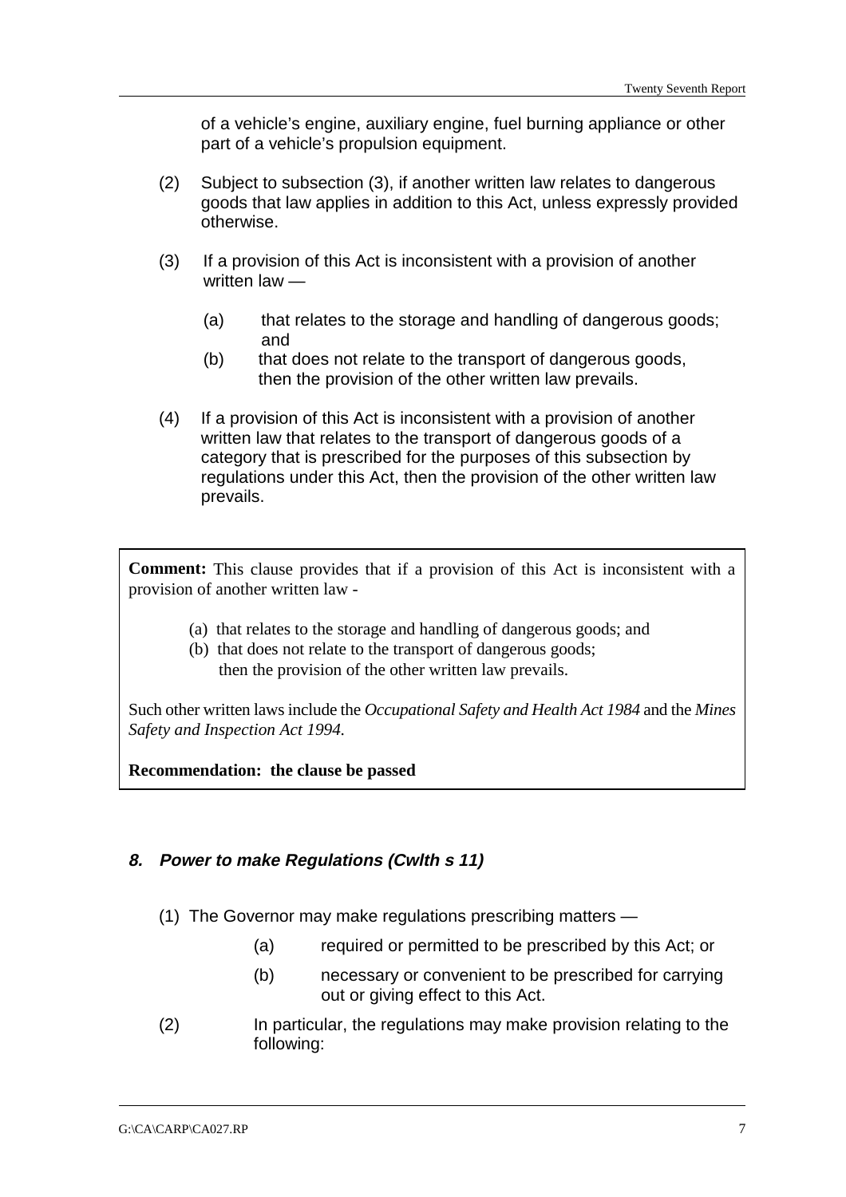of a vehicle's engine, auxiliary engine, fuel burning appliance or other part of a vehicle's propulsion equipment.

(2) Subject to subsection (3), if another written law relates to dangerous goods that law applies in addition to this Act, unless expressly provided otherwise.

(3) If a provision of this Act is inconsistent with a provision of another written law —

(a) that relates to the storage and handling of dangerous goods; and

(b) that does not relate to the transport of dangerous goods, then the provision of the other written law prevails.

(4) If a provision of this Act is inconsistent with a provision of another written law that relates to the transport of dangerous goods of a category that is prescribed for the purposes of this subsection by regulations under this Act, then the provision of the other written law prevails.

> **Comment:** This clause provides that if a provision of this Act is inconsistent with a provision of another written law -
>
> (a) that relates to the storage and handling of dangerous goods; and
>
> (b) that does not relate to the transport of dangerous goods; then the provision of the other written law prevails.
>
> Such other written laws include the *Occupational Safety and Health Act 1984* and the *Mines Safety and Inspection Act 1994*.
>
> **Recommendation: the clause be passed**

### *8. Power to make Regulations (Cwlth s 11)*

(1) The Governor may make regulations prescribing matters —

(a) required or permitted to be prescribed by this Act; or

(b) necessary or convenient to be prescribed for carrying out or giving effect to this Act.

(2) In particular, the regulations may make provision relating to the following: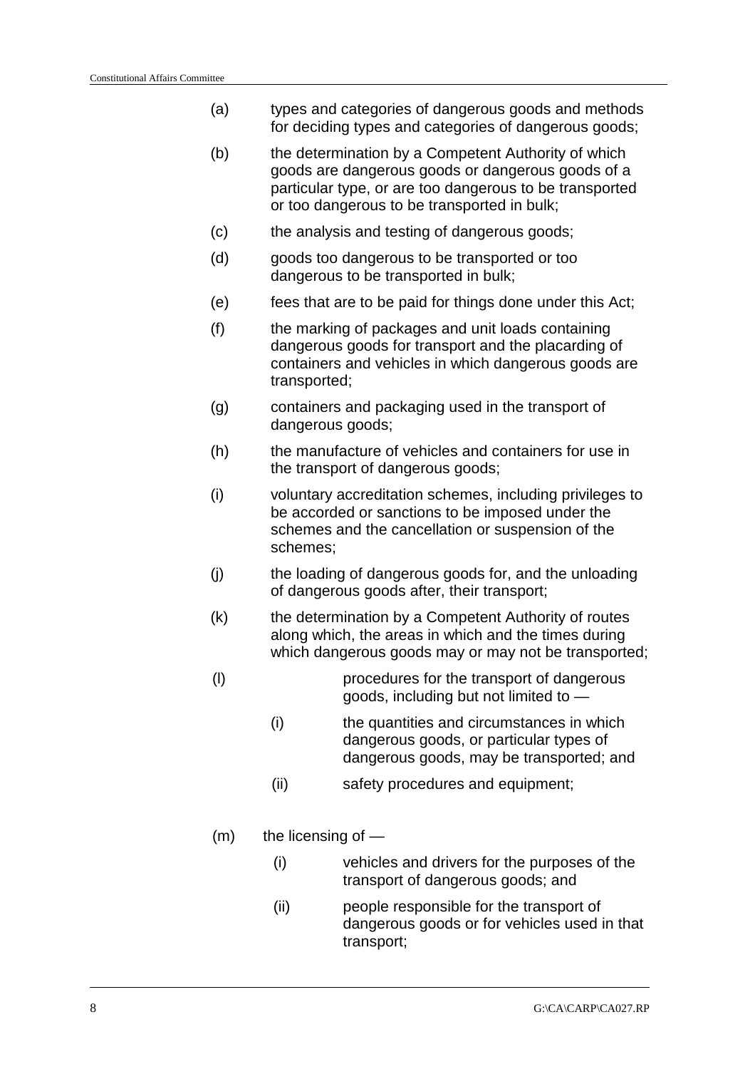(a) types and categories of dangerous goods and methods for deciding types and categories of dangerous goods;

(b) the determination by a Competent Authority of which goods are dangerous goods or dangerous goods of a particular type, or are too dangerous to be transported or too dangerous to be transported in bulk;

(c) the analysis and testing of dangerous goods;

(d) goods too dangerous to be transported or too dangerous to be transported in bulk;

(e) fees that are to be paid for things done under this Act;

(f) the marking of packages and unit loads containing dangerous goods for transport and the placarding of containers and vehicles in which dangerous goods are transported;

(g) containers and packaging used in the transport of dangerous goods;

(h) the manufacture of vehicles and containers for use in the transport of dangerous goods;

(i) voluntary accreditation schemes, including privileges to be accorded or sanctions to be imposed under the schemes and the cancellation or suspension of the schemes;

(j) the loading of dangerous goods for, and the unloading of dangerous goods after, their transport;

(k) the determination by a Competent Authority of routes along which, the areas in which and the times during which dangerous goods may or may not be transported;

(l) procedures for the transport of dangerous goods, including but not limited to —

  (i) the quantities and circumstances in which dangerous goods, or particular types of dangerous goods, may be transported; and

  (ii) safety procedures and equipment;

(m) the licensing of —

  (i) vehicles and drivers for the purposes of the transport of dangerous goods; and

  (ii) people responsible for the transport of dangerous goods or for vehicles used in that transport;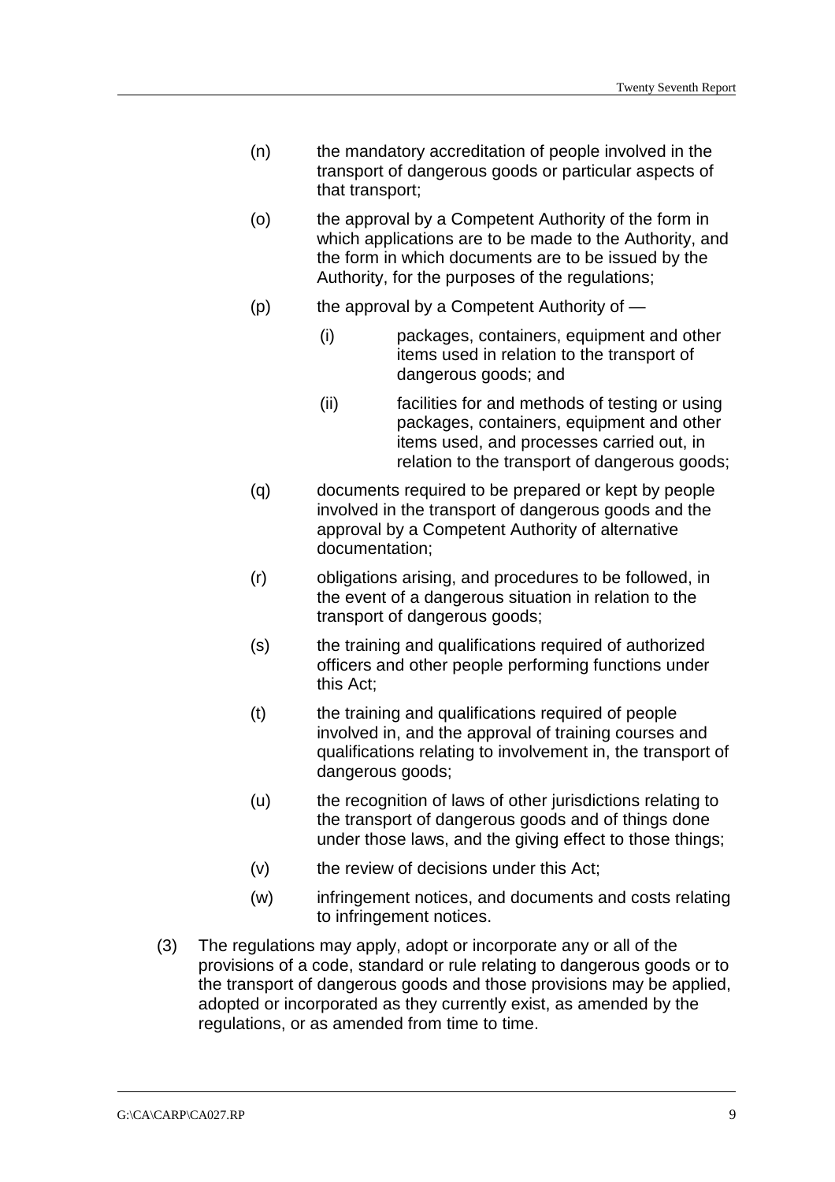(n) the mandatory accreditation of people involved in the transport of dangerous goods or particular aspects of that transport;

(o) the approval by a Competent Authority of the form in which applications are to be made to the Authority, and the form in which documents are to be issued by the Authority, for the purposes of the regulations;

(p) the approval by a Competent Authority of —

  (i) packages, containers, equipment and other items used in relation to the transport of dangerous goods; and

  (ii) facilities for and methods of testing or using packages, containers, equipment and other items used, and processes carried out, in relation to the transport of dangerous goods;

(q) documents required to be prepared or kept by people involved in the transport of dangerous goods and the approval by a Competent Authority of alternative documentation;

(r) obligations arising, and procedures to be followed, in the event of a dangerous situation in relation to the transport of dangerous goods;

(s) the training and qualifications required of authorized officers and other people performing functions under this Act;

(t) the training and qualifications required of people involved in, and the approval of training courses and qualifications relating to involvement in, the transport of dangerous goods;

(u) the recognition of laws of other jurisdictions relating to the transport of dangerous goods and of things done under those laws, and the giving effect to those things;

(v) the review of decisions under this Act;

(w) infringement notices, and documents and costs relating to infringement notices.

(3) The regulations may apply, adopt or incorporate any or all of the provisions of a code, standard or rule relating to dangerous goods or to the transport of dangerous goods and those provisions may be applied, adopted or incorporated as they currently exist, as amended by the regulations, or as amended from time to time.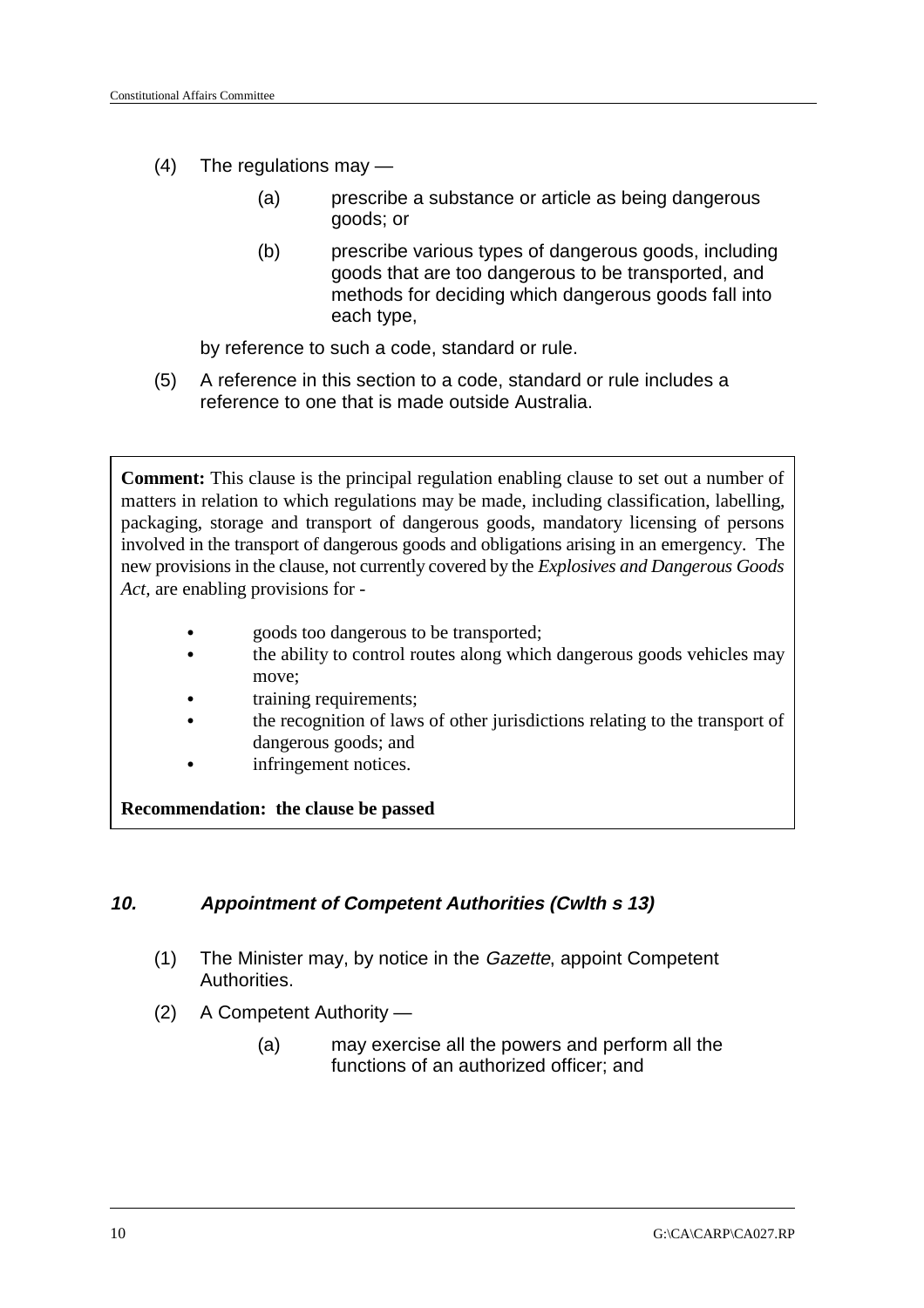(4) The regulations may —

(a) prescribe a substance or article as being dangerous goods; or

(b) prescribe various types of dangerous goods, including goods that are too dangerous to be transported, and methods for deciding which dangerous goods fall into each type,

by reference to such a code, standard or rule.

(5) A reference in this section to a code, standard or rule includes a reference to one that is made outside Australia.

**Comment:** This clause is the principal regulation enabling clause to set out a number of matters in relation to which regulations may be made, including classification, labelling, packaging, storage and transport of dangerous goods, mandatory licensing of persons involved in the transport of dangerous goods and obligations arising in an emergency. The new provisions in the clause, not currently covered by the *Explosives and Dangerous Goods Act,* are enabling provisions for -

- goods too dangerous to be transported;
- the ability to control routes along which dangerous goods vehicles may move;
- training requirements;
- the recognition of laws of other jurisdictions relating to the transport of dangerous goods; and
- infringement notices.

**Recommendation: the clause be passed**

### *10. Appointment of Competent Authorities (Cwlth s 13)*

(1) The Minister may, by notice in the *Gazette*, appoint Competent Authorities.

(2) A Competent Authority —

(a) may exercise all the powers and perform all the functions of an authorized officer; and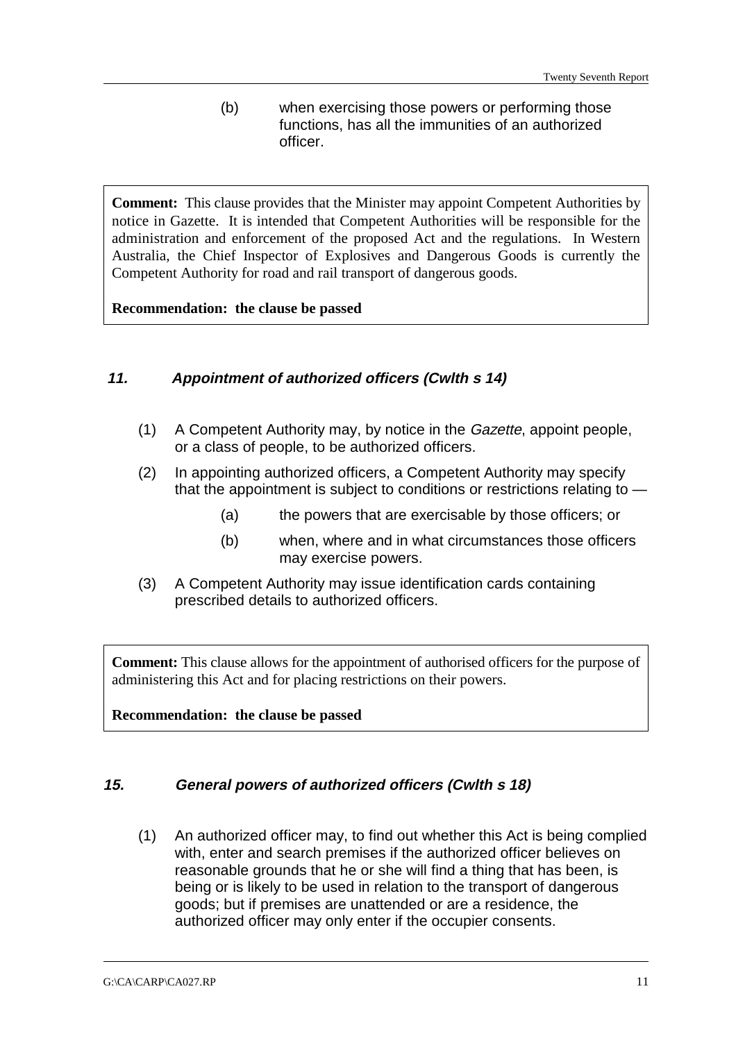(b) when exercising those powers or performing those functions, has all the immunities of an authorized officer.

**Comment:** This clause provides that the Minister may appoint Competent Authorities by notice in Gazette. It is intended that Competent Authorities will be responsible for the administration and enforcement of the proposed Act and the regulations. In Western Australia, the Chief Inspector of Explosives and Dangerous Goods is currently the Competent Authority for road and rail transport of dangerous goods.

**Recommendation: the clause be passed**

### *11. Appointment of authorized officers (Cwlth s 14)*

(1) A Competent Authority may, by notice in the *Gazette*, appoint people, or a class of people, to be authorized officers.

(2) In appointing authorized officers, a Competent Authority may specify that the appointment is subject to conditions or restrictions relating to —

- (a) the powers that are exercisable by those officers; or
- (b) when, where and in what circumstances those officers may exercise powers.

(3) A Competent Authority may issue identification cards containing prescribed details to authorized officers.

**Comment:** This clause allows for the appointment of authorised officers for the purpose of administering this Act and for placing restrictions on their powers.

**Recommendation: the clause be passed**

### *15. General powers of authorized officers (Cwlth s 18)*

(1) An authorized officer may, to find out whether this Act is being complied with, enter and search premises if the authorized officer believes on reasonable grounds that he or she will find a thing that has been, is being or is likely to be used in relation to the transport of dangerous goods; but if premises are unattended or are a residence, the authorized officer may only enter if the occupier consents.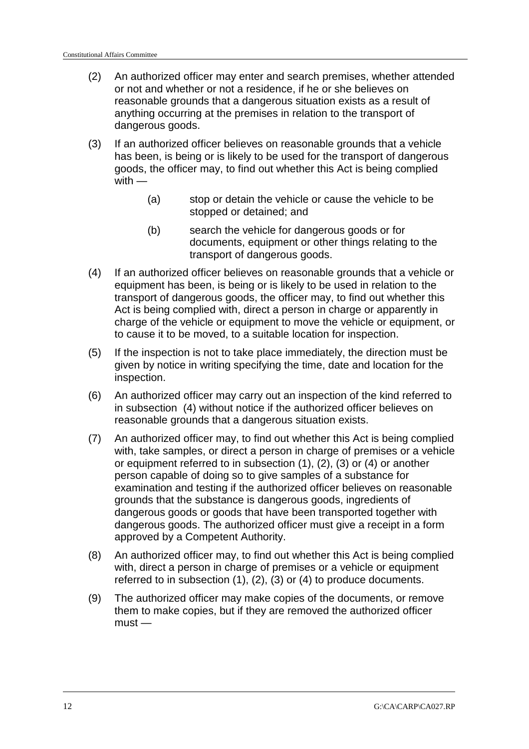(2) An authorized officer may enter and search premises, whether attended or not and whether or not a residence, if he or she believes on reasonable grounds that a dangerous situation exists as a result of anything occurring at the premises in relation to the transport of dangerous goods.

(3) If an authorized officer believes on reasonable grounds that a vehicle has been, is being or is likely to be used for the transport of dangerous goods, the officer may, to find out whether this Act is being complied with —

  (a) stop or detain the vehicle or cause the vehicle to be stopped or detained; and

  (b) search the vehicle for dangerous goods or for documents, equipment or other things relating to the transport of dangerous goods.

(4) If an authorized officer believes on reasonable grounds that a vehicle or equipment has been, is being or is likely to be used in relation to the transport of dangerous goods, the officer may, to find out whether this Act is being complied with, direct a person in charge or apparently in charge of the vehicle or equipment to move the vehicle or equipment, or to cause it to be moved, to a suitable location for inspection.

(5) If the inspection is not to take place immediately, the direction must be given by notice in writing specifying the time, date and location for the inspection.

(6) An authorized officer may carry out an inspection of the kind referred to in subsection (4) without notice if the authorized officer believes on reasonable grounds that a dangerous situation exists.

(7) An authorized officer may, to find out whether this Act is being complied with, take samples, or direct a person in charge of premises or a vehicle or equipment referred to in subsection (1), (2), (3) or (4) or another person capable of doing so to give samples of a substance for examination and testing if the authorized officer believes on reasonable grounds that the substance is dangerous goods, ingredients of dangerous goods or goods that have been transported together with dangerous goods. The authorized officer must give a receipt in a form approved by a Competent Authority.

(8) An authorized officer may, to find out whether this Act is being complied with, direct a person in charge of premises or a vehicle or equipment referred to in subsection (1), (2), (3) or (4) to produce documents.

(9) The authorized officer may make copies of the documents, or remove them to make copies, but if they are removed the authorized officer must —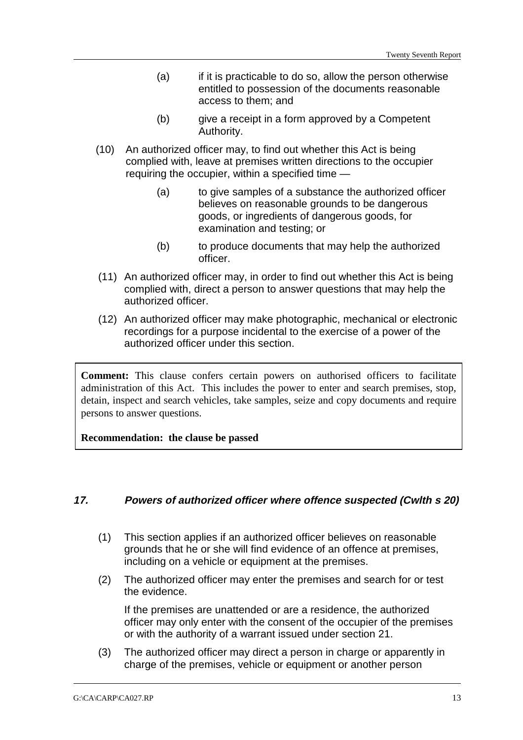(a) if it is practicable to do so, allow the person otherwise entitled to possession of the documents reasonable access to them; and

(b) give a receipt in a form approved by a Competent Authority.

(10) An authorized officer may, to find out whether this Act is being complied with, leave at premises written directions to the occupier requiring the occupier, within a specified time —

(a) to give samples of a substance the authorized officer believes on reasonable grounds to be dangerous goods, or ingredients of dangerous goods, for examination and testing; or

(b) to produce documents that may help the authorized officer.

(11) An authorized officer may, in order to find out whether this Act is being complied with, direct a person to answer questions that may help the authorized officer.

(12) An authorized officer may make photographic, mechanical or electronic recordings for a purpose incidental to the exercise of a power of the authorized officer under this section.

> **Comment:** This clause confers certain powers on authorised officers to facilitate administration of this Act. This includes the power to enter and search premises, stop, detain, inspect and search vehicles, take samples, seize and copy documents and require persons to answer questions.
>
> **Recommendation: the clause be passed**

### *17. Powers of authorized officer where offence suspected (Cwlth s 20)*

(1) This section applies if an authorized officer believes on reasonable grounds that he or she will find evidence of an offence at premises, including on a vehicle or equipment at the premises.

(2) The authorized officer may enter the premises and search for or test the evidence.

If the premises are unattended or are a residence, the authorized officer may only enter with the consent of the occupier of the premises or with the authority of a warrant issued under section 21.

(3) The authorized officer may direct a person in charge or apparently in charge of the premises, vehicle or equipment or another person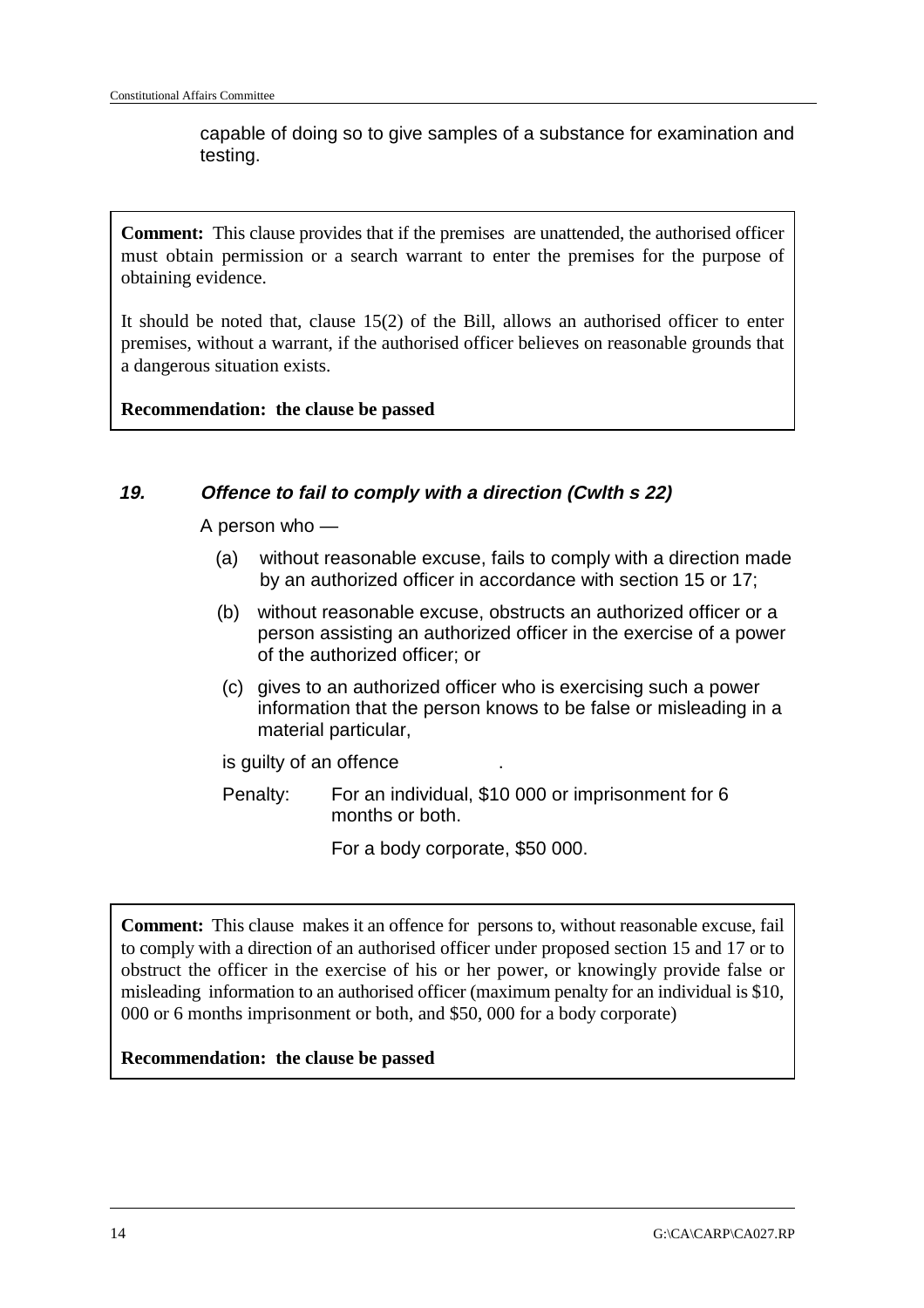capable of doing so to give samples of a substance for examination and testing.

> **Comment:** This clause provides that if the premises are unattended, the authorised officer must obtain permission or a search warrant to enter the premises for the purpose of obtaining evidence.
>
> It should be noted that, clause 15(2) of the Bill, allows an authorised officer to enter premises, without a warrant, if the authorised officer believes on reasonable grounds that a dangerous situation exists.
>
> **Recommendation: the clause be passed**

### *19. Offence to fail to comply with a direction (Cwlth s 22)*

A person who —

(a) without reasonable excuse, fails to comply with a direction made by an authorized officer in accordance with section 15 or 17;

(b) without reasonable excuse, obstructs an authorized officer or a person assisting an authorized officer in the exercise of a power of the authorized officer; or

(c) gives to an authorized officer who is exercising such a power information that the person knows to be false or misleading in a material particular,

is guilty of an offence .

Penalty: For an individual, $10 000 or imprisonment for 6 months or both.

For a body corporate, $50 000.

> **Comment:** This clause makes it an offence for persons to, without reasonable excuse, fail to comply with a direction of an authorised officer under proposed section 15 and 17 or to obstruct the officer in the exercise of his or her power, or knowingly provide false or misleading information to an authorised officer (maximum penalty for an individual is $10, 000 or 6 months imprisonment or both, and $50, 000 for a body corporate)
>
> **Recommendation: the clause be passed**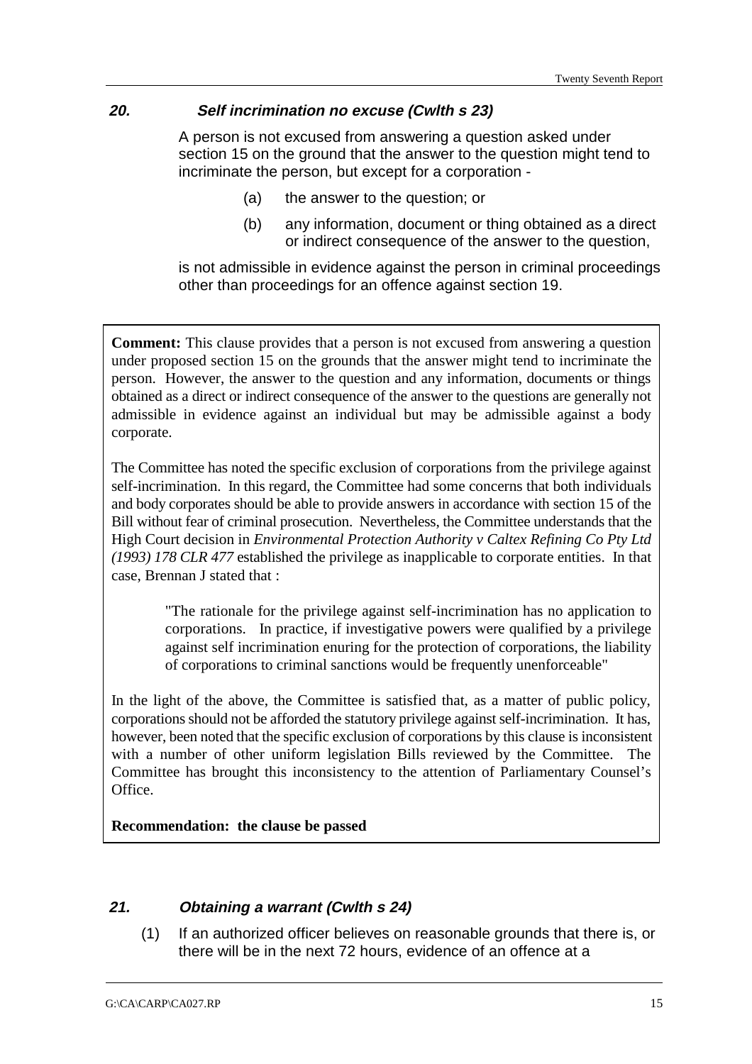### *20. Self incrimination no excuse (Cwlth s 23)*

A person is not excused from answering a question asked under section 15 on the ground that the answer to the question might tend to incriminate the person, but except for a corporation -

(a) the answer to the question; or

(b) any information, document or thing obtained as a direct or indirect consequence of the answer to the question,

is not admissible in evidence against the person in criminal proceedings other than proceedings for an offence against section 19.

**Comment:** This clause provides that a person is not excused from answering a question under proposed section 15 on the grounds that the answer might tend to incriminate the person. However, the answer to the question and any information, documents or things obtained as a direct or indirect consequence of the answer to the questions are generally not admissible in evidence against an individual but may be admissible against a body corporate.

The Committee has noted the specific exclusion of corporations from the privilege against self-incrimination. In this regard, the Committee had some concerns that both individuals and body corporates should be able to provide answers in accordance with section 15 of the Bill without fear of criminal prosecution. Nevertheless, the Committee understands that the High Court decision in *Environmental Protection Authority v Caltex Refining Co Pty Ltd (1993) 178 CLR 477* established the privilege as inapplicable to corporate entities. In that case, Brennan J stated that :

> "The rationale for the privilege against self-incrimination has no application to corporations. In practice, if investigative powers were qualified by a privilege against self incrimination enuring for the protection of corporations, the liability of corporations to criminal sanctions would be frequently unenforceable"

In the light of the above, the Committee is satisfied that, as a matter of public policy, corporations should not be afforded the statutory privilege against self-incrimination. It has, however, been noted that the specific exclusion of corporations by this clause is inconsistent with a number of other uniform legislation Bills reviewed by the Committee. The Committee has brought this inconsistency to the attention of Parliamentary Counsel's Office.

**Recommendation: the clause be passed**

### *21. Obtaining a warrant (Cwlth s 24)*

(1) If an authorized officer believes on reasonable grounds that there is, or there will be in the next 72 hours, evidence of an offence at a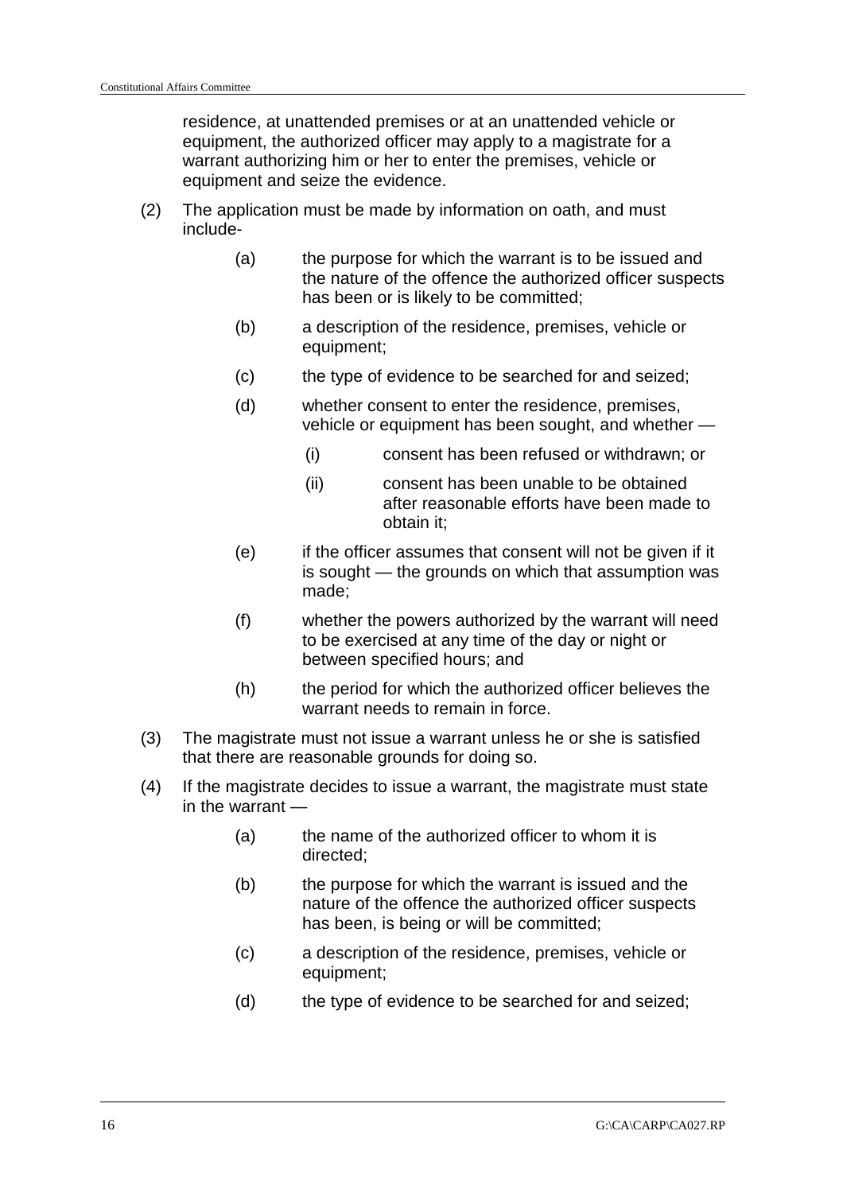residence, at unattended premises or at an unattended vehicle or equipment, the authorized officer may apply to a magistrate for a warrant authorizing him or her to enter the premises, vehicle or equipment and seize the evidence.

(2) The application must be made by information on oath, and must include-

- (a) the purpose for which the warrant is to be issued and the nature of the offence the authorized officer suspects has been or is likely to be committed;
- (b) a description of the residence, premises, vehicle or equipment;
- (c) the type of evidence to be searched for and seized;
- (d) whether consent to enter the residence, premises, vehicle or equipment has been sought, and whether —
  - (i) consent has been refused or withdrawn; or
  - (ii) consent has been unable to be obtained after reasonable efforts have been made to obtain it;
- (e) if the officer assumes that consent will not be given if it is sought — the grounds on which that assumption was made;
- (f) whether the powers authorized by the warrant will need to be exercised at any time of the day or night or between specified hours; and
- (h) the period for which the authorized officer believes the warrant needs to remain in force.

(3) The magistrate must not issue a warrant unless he or she is satisfied that there are reasonable grounds for doing so.

(4) If the magistrate decides to issue a warrant, the magistrate must state in the warrant —

- (a) the name of the authorized officer to whom it is directed;
- (b) the purpose for which the warrant is issued and the nature of the offence the authorized officer suspects has been, is being or will be committed;
- (c) a description of the residence, premises, vehicle or equipment;
- (d) the type of evidence to be searched for and seized;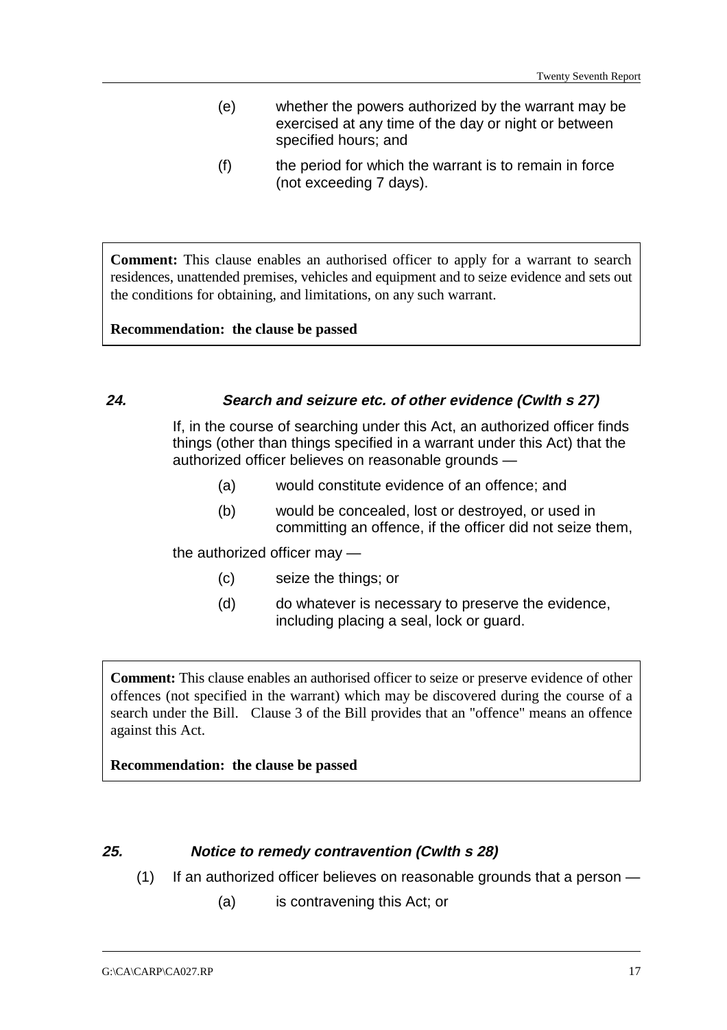(e) whether the powers authorized by the warrant may be exercised at any time of the day or night or between specified hours; and

(f) the period for which the warrant is to remain in force (not exceeding 7 days).

**Comment:** This clause enables an authorised officer to apply for a warrant to search residences, unattended premises, vehicles and equipment and to seize evidence and sets out the conditions for obtaining, and limitations, on any such warrant.

**Recommendation: the clause be passed**

### *24. Search and seizure etc. of other evidence (Cwlth s 27)*

If, in the course of searching under this Act, an authorized officer finds things (other than things specified in a warrant under this Act) that the authorized officer believes on reasonable grounds —

(a) would constitute evidence of an offence; and

(b) would be concealed, lost or destroyed, or used in committing an offence, if the officer did not seize them,

the authorized officer may —

(c) seize the things; or

(d) do whatever is necessary to preserve the evidence, including placing a seal, lock or guard.

**Comment:** This clause enables an authorised officer to seize or preserve evidence of other offences (not specified in the warrant) which may be discovered during the course of a search under the Bill. Clause 3 of the Bill provides that an "offence" means an offence against this Act.

**Recommendation: the clause be passed**

### *25. Notice to remedy contravention (Cwlth s 28)*

(1) If an authorized officer believes on reasonable grounds that a person —

(a) is contravening this Act; or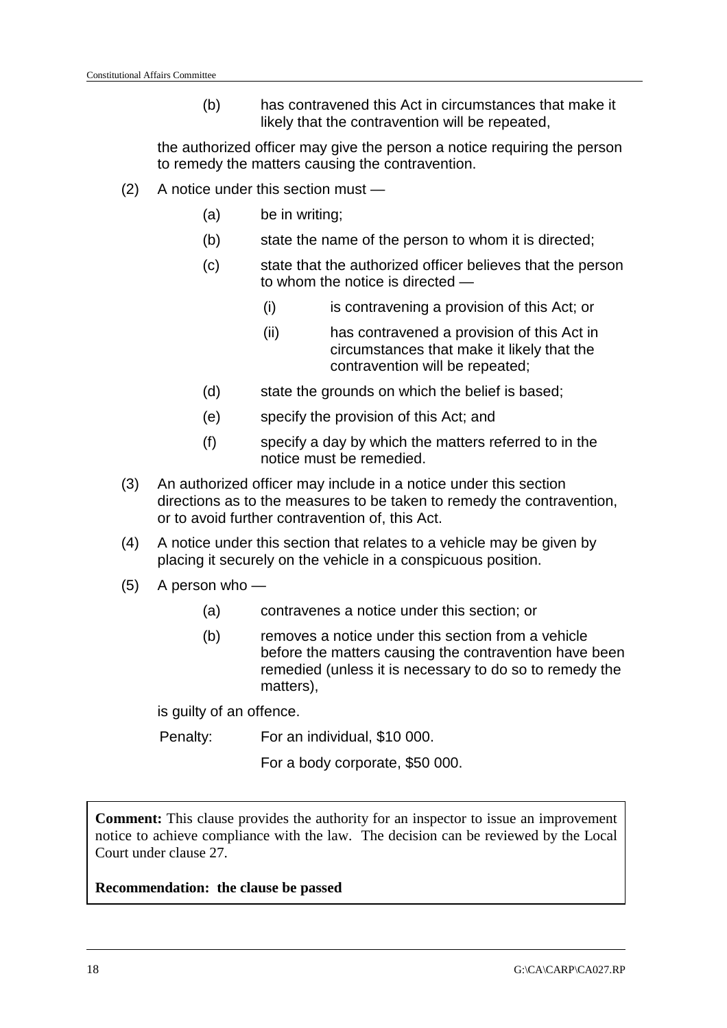(b) has contravened this Act in circumstances that make it likely that the contravention will be repeated,

the authorized officer may give the person a notice requiring the person to remedy the matters causing the contravention.

(2) A notice under this section must —

(a) be in writing;

(b) state the name of the person to whom it is directed;

(c) state that the authorized officer believes that the person to whom the notice is directed —

(i) is contravening a provision of this Act; or

(ii) has contravened a provision of this Act in circumstances that make it likely that the contravention will be repeated;

(d) state the grounds on which the belief is based;

(e) specify the provision of this Act; and

(f) specify a day by which the matters referred to in the notice must be remedied.

(3) An authorized officer may include in a notice under this section directions as to the measures to be taken to remedy the contravention, or to avoid further contravention of, this Act.

(4) A notice under this section that relates to a vehicle may be given by placing it securely on the vehicle in a conspicuous position.

(5) A person who —

(a) contravenes a notice under this section; or

(b) removes a notice under this section from a vehicle before the matters causing the contravention have been remedied (unless it is necessary to do so to remedy the matters),

is guilty of an offence.

Penalty: For an individual, $10 000.

For a body corporate, $50 000.

**Comment:** This clause provides the authority for an inspector to issue an improvement notice to achieve compliance with the law. The decision can be reviewed by the Local Court under clause 27.

**Recommendation: the clause be passed**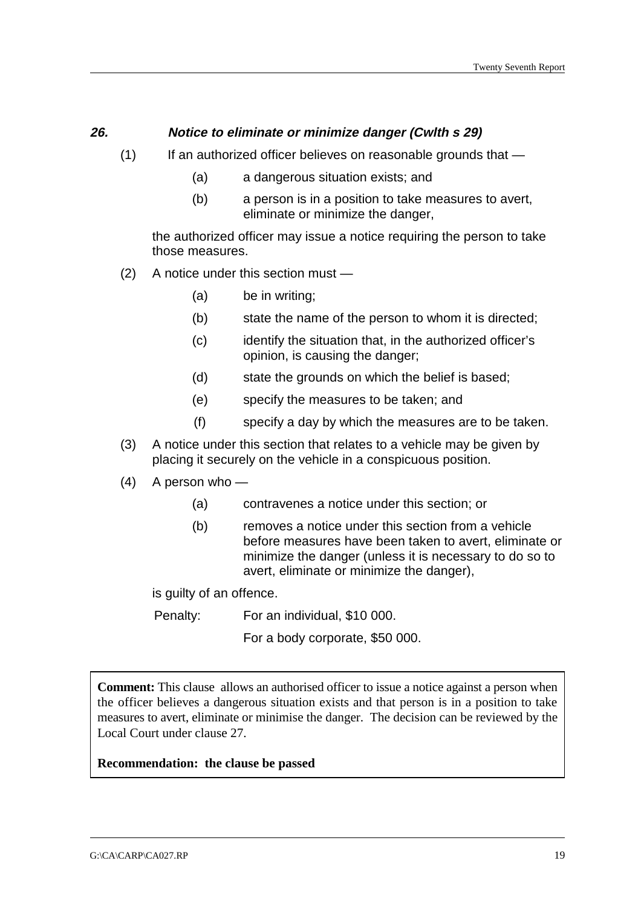### *26. Notice to eliminate or minimize danger (Cwlth s 29)*

(1) If an authorized officer believes on reasonable grounds that —

- (a) a dangerous situation exists; and
- (b) a person is in a position to take measures to avert, eliminate or minimize the danger,

the authorized officer may issue a notice requiring the person to take those measures.

(2) A notice under this section must —

- (a) be in writing;
- (b) state the name of the person to whom it is directed;
- (c) identify the situation that, in the authorized officer's opinion, is causing the danger;
- (d) state the grounds on which the belief is based;
- (e) specify the measures to be taken; and
- (f) specify a day by which the measures are to be taken.

(3) A notice under this section that relates to a vehicle may be given by placing it securely on the vehicle in a conspicuous position.

(4) A person who —

- (a) contravenes a notice under this section; or
- (b) removes a notice under this section from a vehicle before measures have been taken to avert, eliminate or minimize the danger (unless it is necessary to do so to avert, eliminate or minimize the danger),

is guilty of an offence.

Penalty: For an individual, $10 000.

For a body corporate, $50 000.

**Comment:** This clause allows an authorised officer to issue a notice against a person when the officer believes a dangerous situation exists and that person is in a position to take measures to avert, eliminate or minimise the danger. The decision can be reviewed by the Local Court under clause 27.

**Recommendation: the clause be passed**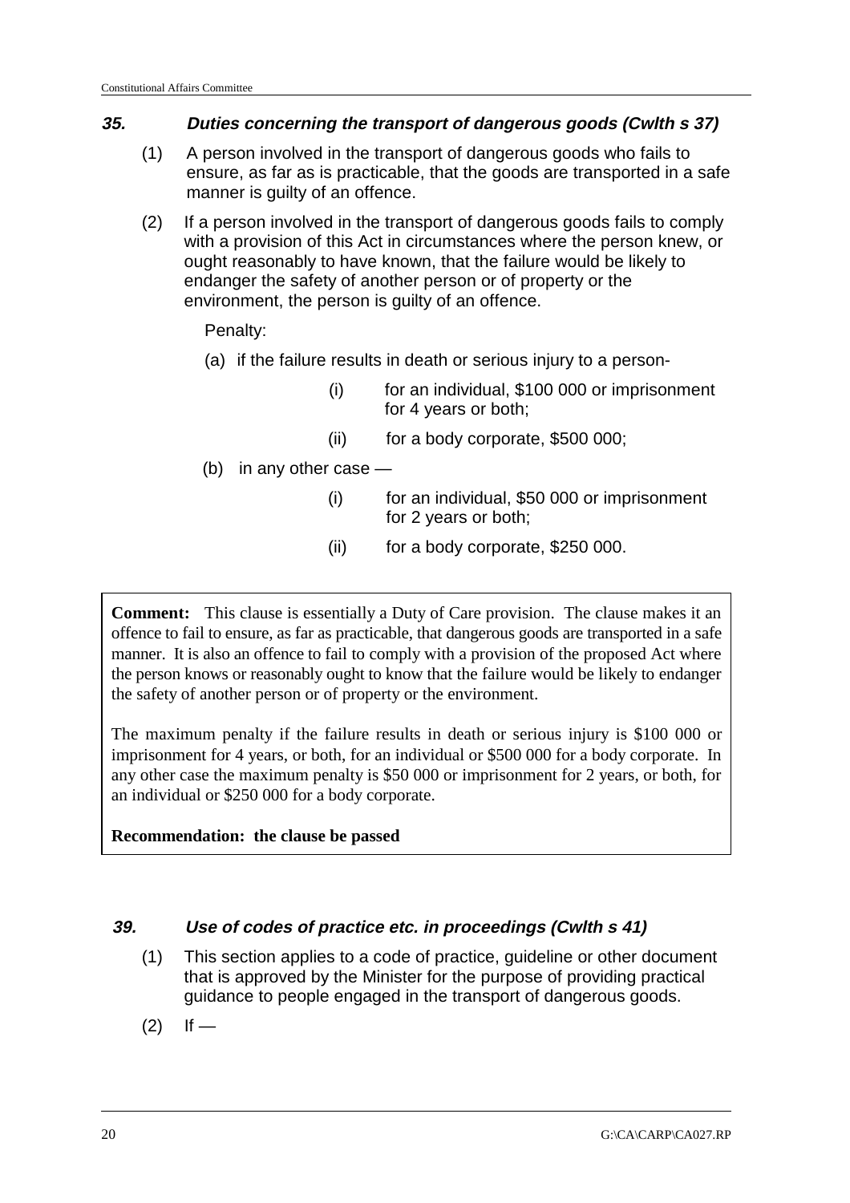### *35. Duties concerning the transport of dangerous goods (Cwlth s 37)*

(1) A person involved in the transport of dangerous goods who fails to ensure, as far as is practicable, that the goods are transported in a safe manner is guilty of an offence.

(2) If a person involved in the transport of dangerous goods fails to comply with a provision of this Act in circumstances where the person knew, or ought reasonably to have known, that the failure would be likely to endanger the safety of another person or of property or the environment, the person is guilty of an offence.

Penalty:

(a) if the failure results in death or serious injury to a person-

(i) for an individual, $100 000 or imprisonment for 4 years or both;

(ii) for a body corporate, $500 000;

(b) in any other case —

(i) for an individual, $50 000 imprisonment for 2 years or both;

(ii) for a body corporate, $250 000.

**Comment:** This clause is essentially a Duty of Care provision. The clause makes it an offence to fail to ensure, as far as practicable, that dangerous goods are transported in a safe manner. It is also an offence to fail to comply with a provision of the proposed Act where the person knows or reasonably ought to know that the failure would be likely to endanger the safety of another person or of property or the environment.

The maximum penalty if the failure results in death or serious injury is $100 000 or imprisonment for 4 years, or both, for an individual or $500 000 for a body corporate. In any other case the maximum penalty is $50 000 or imprisonment for 2 years, or both, for an individual or $250 000 for a body corporate.

**Recommendation: the clause be passed**

### *39. Use of codes of practice etc. in proceedings (Cwlth s 41)*

(1) This section applies to a code of practice, guideline or other document that is approved by the Minister for the purpose of providing practical guidance to people engaged in the transport of dangerous goods.

(2) If —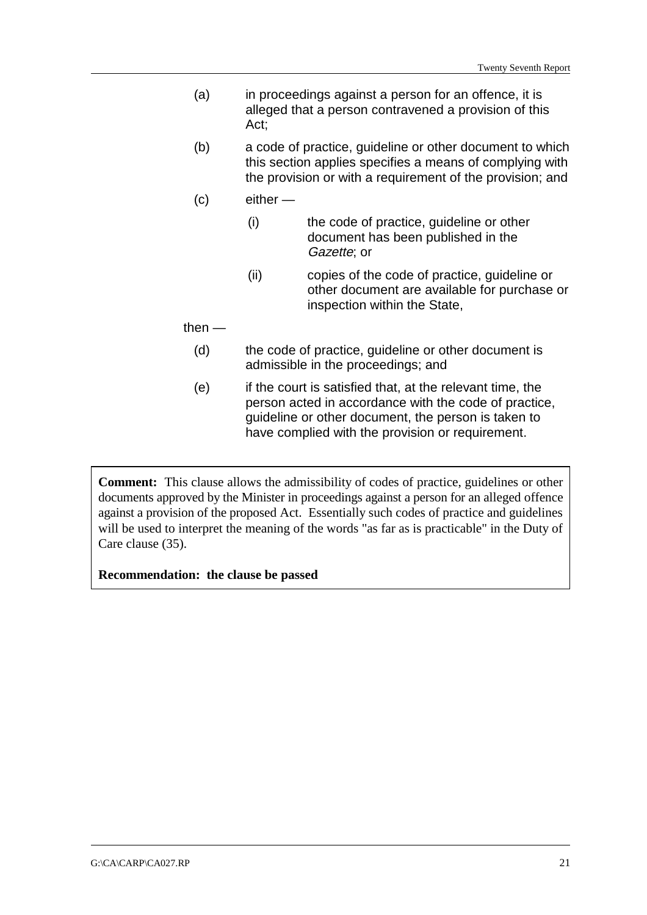(a) in proceedings against a person for an offence, it is alleged that a person contravened a provision of this Act;

(b) a code of practice, guideline or other document to which this section applies specifies a means of complying with the provision or with a requirement of the provision; and

(c) either —

  (i) the code of practice, guideline or other document has been published in the *Gazette*; or

  (ii) copies of the code of practice, guideline or other document are available for purchase or inspection within the State,

then —

(d) the code of practice, guideline or other document is admissible in the proceedings; and

(e) if the court is satisfied that, at the relevant time, the person acted in accordance with the code of practice, guideline or other document, the person is taken to have complied with the provision or requirement.

**Comment:** This clause allows the admissibility of codes of practice, guidelines or other documents approved by the Minister in proceedings against a person for an alleged offence against a provision of the proposed Act. Essentially such codes of practice and guidelines will be used to interpret the meaning of the words "as far as is practicable" in the Duty of Care clause (35).

**Recommendation: the clause be passed**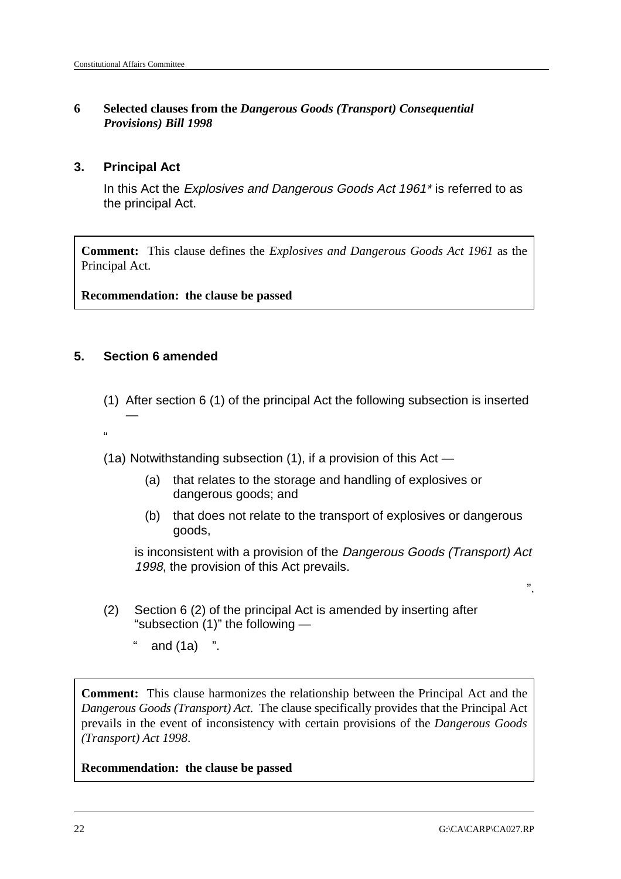## 6 Selected clauses from the *Dangerous Goods (Transport) Consequential Provisions) Bill 1998*

### 3. Principal Act

In this Act the *Explosives and Dangerous Goods Act 1961** is referred to as the principal Act.

> **Comment:** This clause defines the *Explosives and Dangerous Goods Act 1961* as the Principal Act.
>
> **Recommendation: the clause be passed**

### 5. Section 6 amended

(1) After section 6 (1) of the principal Act the following subsection is inserted —

"

(1a) Notwithstanding subsection (1), if a provision of this Act —

(a) that relates to the storage and handling of explosives or dangerous goods; and

(b) that does not relate to the transport of explosives or dangerous goods,

is inconsistent with a provision of the *Dangerous Goods (Transport) Act 1998*, the provision of this Act prevails.

".

(2) Section 6 (2) of the principal Act is amended by inserting after "subsection (1)" the following —

" and (1a) ".

> **Comment:** This clause harmonizes the relationship between the Principal Act and the *Dangerous Goods (Transport) Act*. The clause specifically provides that the Principal Act prevails in the event of inconsistency with certain provisions of the *Dangerous Goods (Transport) Act 1998*.
>
> **Recommendation: the clause be passed**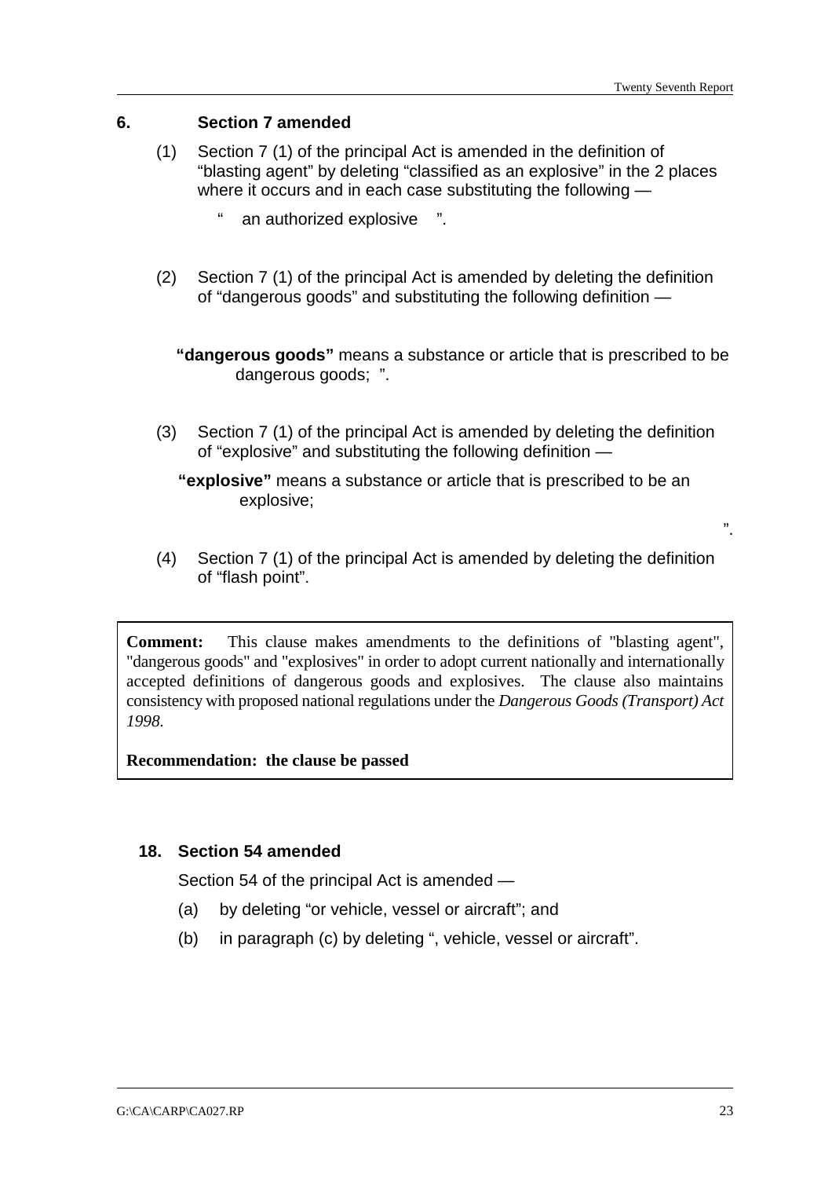## 6. Section 7 amended

(1) Section 7 (1) of the principal Act is amended in the definition of "blasting agent" by deleting "classified as an explosive" in the 2 places where it occurs and in each case substituting the following —

" an authorized explosive ".

(2) Section 7 (1) of the principal Act is amended by deleting the definition of "dangerous goods" and substituting the following definition —

**"dangerous goods"** means a substance or article that is prescribed to be dangerous goods; ".

(3) Section 7 (1) of the principal Act is amended by deleting the definition of "explosive" and substituting the following definition —

**"explosive"** means a substance or article that is prescribed to be an explosive;

".

(4) Section 7 (1) of the principal Act is amended by deleting the definition of "flash point".

**Comment:** This clause makes amendments to the definitions of "blasting agent", "dangerous goods" and "explosives" in order to adopt current nationally and internationally accepted definitions of dangerous goods and explosives. The clause also maintains consistency with proposed national regulations under the *Dangerous Goods (Transport) Act 1998*.

**Recommendation: the clause be passed**

## 18. Section 54 amended

Section 54 of the principal Act is amended —

(a) by deleting "or vehicle, vessel or aircraft"; and

(b) in paragraph (c) by deleting ", vehicle, vessel or aircraft".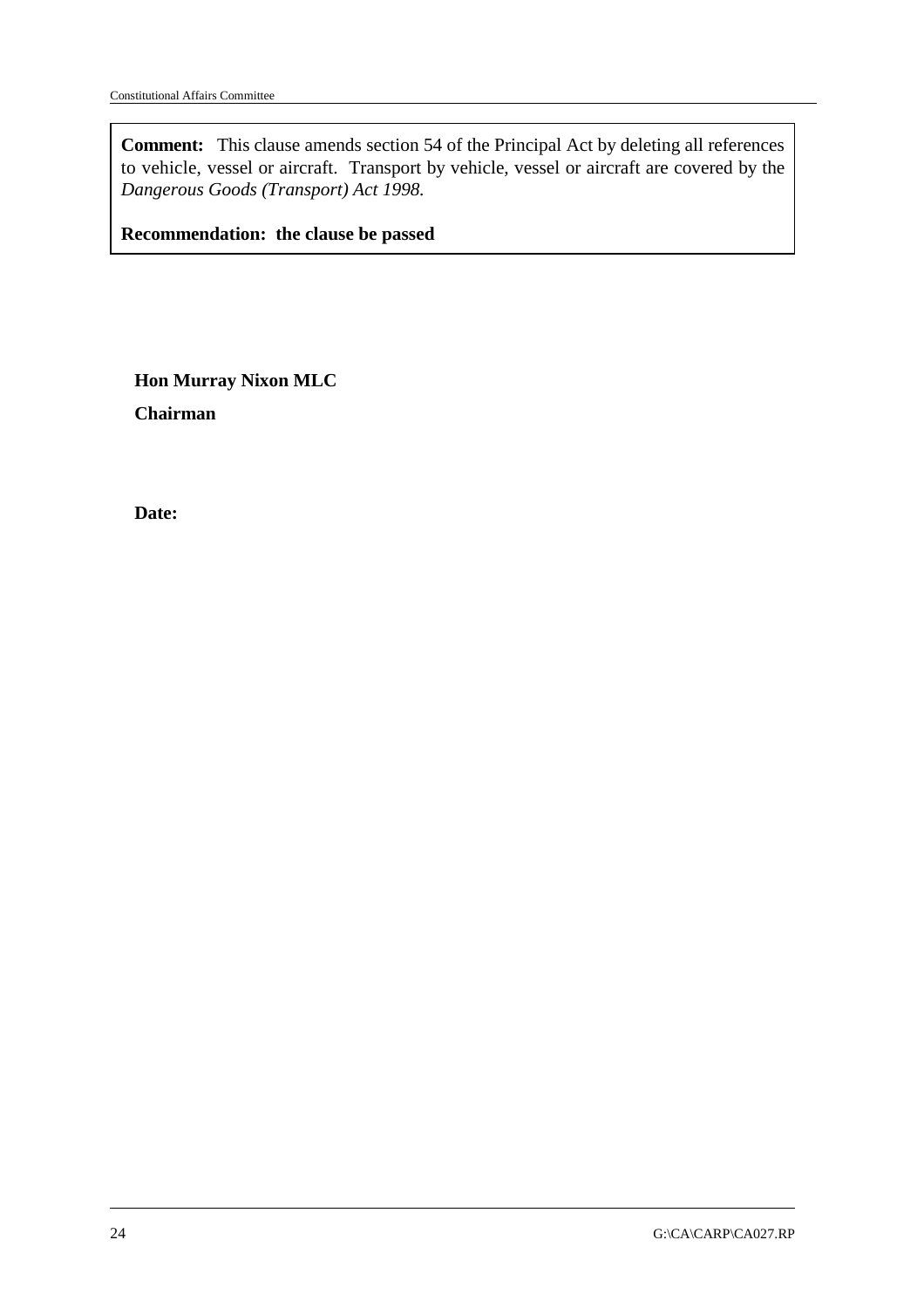**Comment:** This clause amends section 54 of the Principal Act by deleting all references to vehicle, vessel or aircraft. Transport by vehicle, vessel or aircraft are covered by the *Dangerous Goods (Transport) Act 1998.*

**Recommendation: the clause be passed**

**Hon Murray Nixon MLC**

**Chairman**

**Date:**